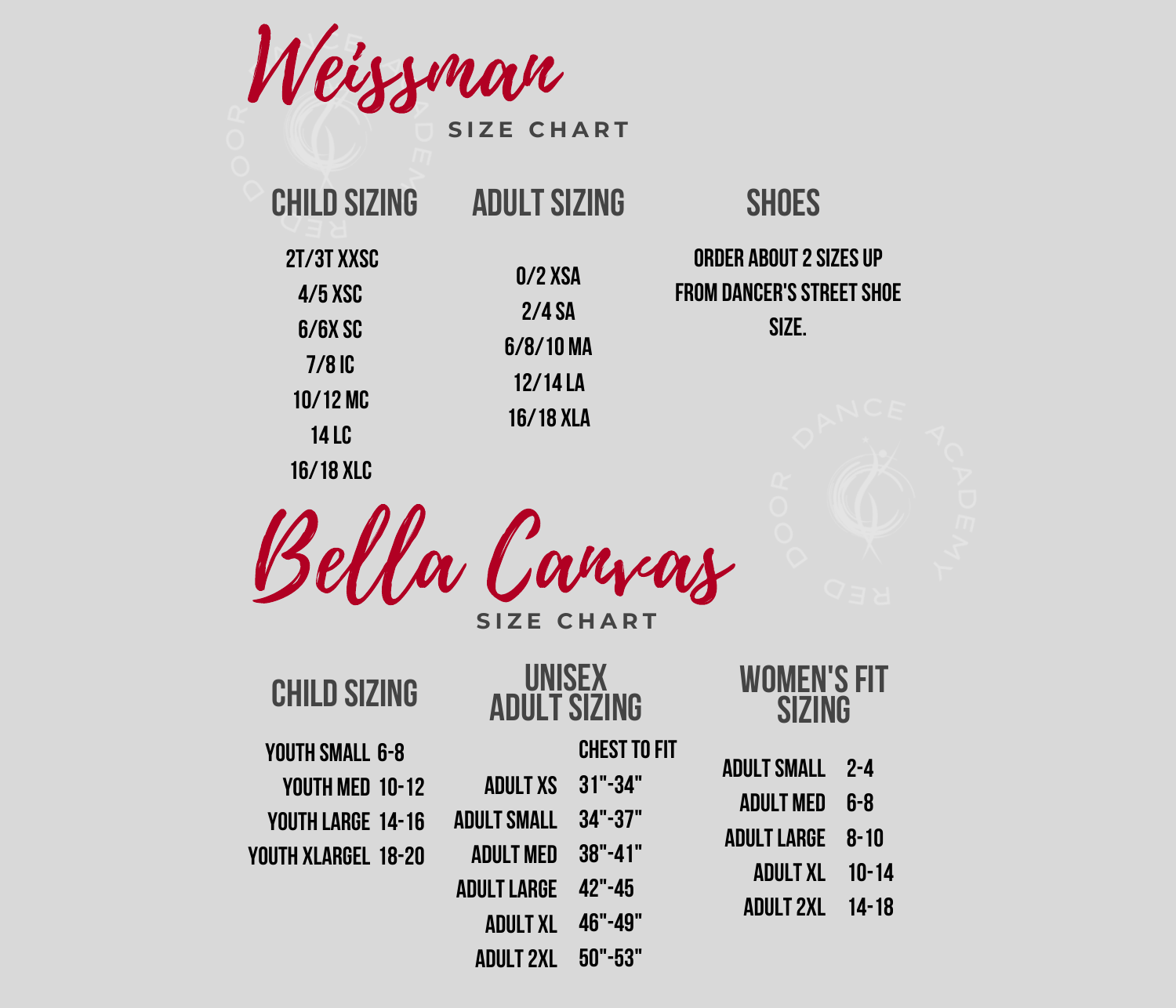# Weissman

SIZE CHART

## CHILD SIZING

2T/3T XXSC
4/5 XSC
6/6X SC
7/8 IC
10/12 MC
14 LC
16/18 XLC

## ADULT SIZING

0/2 XSA
2/4 SA
6/8/10 MA
12/14 LA
16/18 XLA

## SHOES

ORDER ABOUT 2 SIZES UP FROM DANCER'S STREET SHOE SIZE.

# Bella Canvas

SIZE CHART

## CHILD SIZING

| | |
|---|---|
| YOUTH SMALL | 6-8 |
| YOUTH MED | 10-12 |
| YOUTH LARGE | 14-16 |
| YOUTH XLARGEL | 18-20 |

## UNISEX ADULT SIZING

| | CHEST TO FIT |
|---|---|
| ADULT XS | 31"-34" |
| ADULT SMALL | 34"-37" |
| ADULT MED | 38"-41" |
| ADULT LARGE | 42"-45 |
| ADULT XL | 46"-49" |
| ADULT 2XL | 50"-53" |

## WOMEN'S FIT SIZING

| | |
|---|---|
| ADULT SMALL | 2-4 |
| ADULT MED | 6-8 |
| ADULT LARGE | 8-10 |
| ADULT XL | 10-14 |
| ADULT 2XL | 14-18 |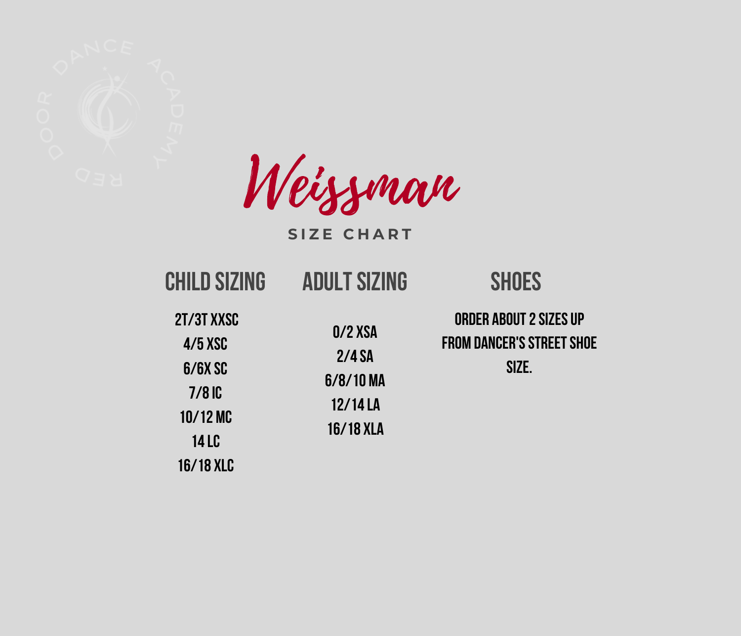# Weissman

## SIZE CHART

### CHILD SIZING

2T/3T XXSC
4/5 XSC
6/6X SC
7/8 IC
10/12 MC
14 LC
16/18 XLC

### ADULT SIZING

0/2 XSA
2/4 SA
6/8/10 MA
12/14 LA
16/18 XLA

### SHOES

ORDER ABOUT 2 SIZES UP FROM DANCER'S STREET SHOE SIZE.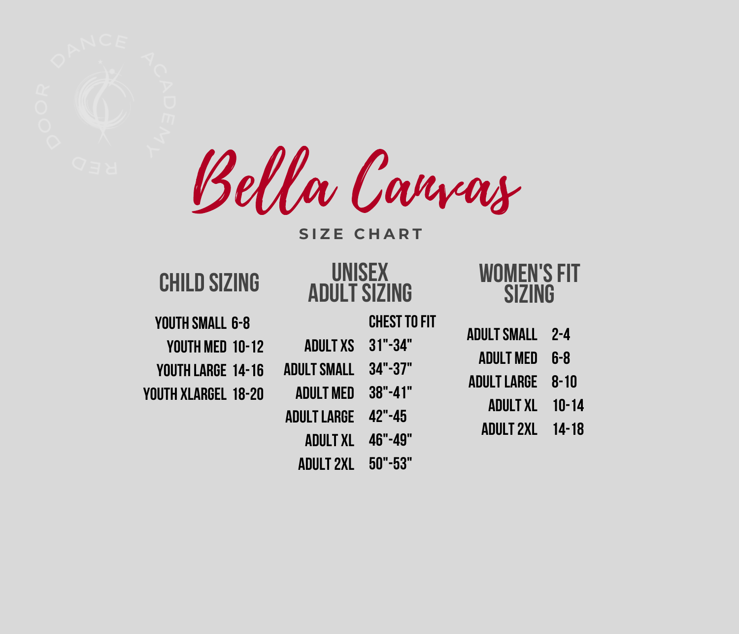# Bella Canvas

## SIZE CHART

### CHILD SIZING

| | |
|---|---|
| YOUTH SMALL | 6-8 |
| YOUTH MED | 10-12 |
| YOUTH LARGE | 14-16 |
| YOUTH XLARGEL | 18-20 |

### UNISEX ADULT SIZING

| | CHEST TO FIT |
|---|---|
| ADULT XS | 31"-34" |
| ADULT SMALL | 34"-37" |
| ADULT MED | 38"-41" |
| ADULT LARGE | 42"-45 |
| ADULT XL | 46"-49" |
| ADULT 2XL | 50"-53" |

### WOMEN'S FIT SIZING

| | |
|---|---|
| ADULT SMALL | 2-4 |
| ADULT MED | 6-8 |
| ADULT LARGE | 8-10 |
| ADULT XL | 10-14 |
| ADULT 2XL | 14-18 |